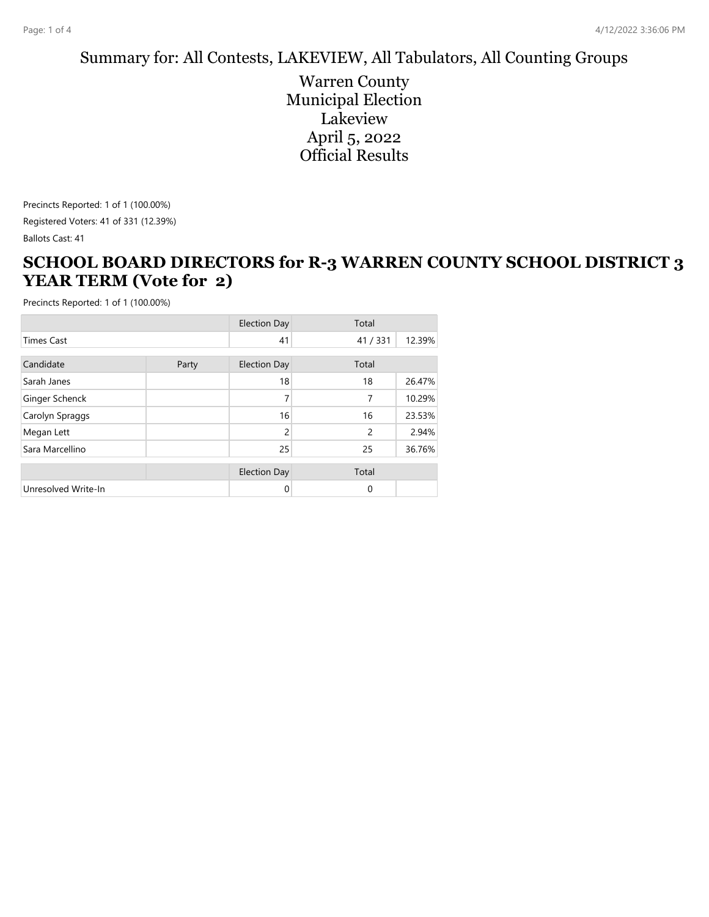Summary for: All Contests, LAKEVIEW, All Tabulators, All Counting Groups

# Warren County
# Municipal Election
# Lakeview
# April 5, 2022
# Official Results

Precincts Reported: 1 of 1 (100.00%)

Registered Voters: 41 of 331 (12.39%)

Ballots Cast: 41

## SCHOOL BOARD DIRECTORS for R-3 WARREN COUNTY SCHOOL DISTRICT 3 YEAR TERM (Vote for 2)

Precincts Reported: 1 of 1 (100.00%)

| | | Election Day | Total | |
|---|---|---|---|---|
| Times Cast | | 41 | 41 / 331 | 12.39% |

| Candidate | Party | Election Day | Total | |
|---|---|---|---|---|
| Sarah Janes | | 18 | 18 | 26.47% |
| Ginger Schenck | | 7 | 7 | 10.29% |
| Carolyn Spraggs | | 16 | 16 | 23.53% |
| Megan Lett | | 2 | 2 | 2.94% |
| Sara Marcellino | | 25 | 25 | 36.76% |

| | | Election Day | Total | |
|---|---|---|---|---|
| Unresolved Write-In | | 0 | 0 | |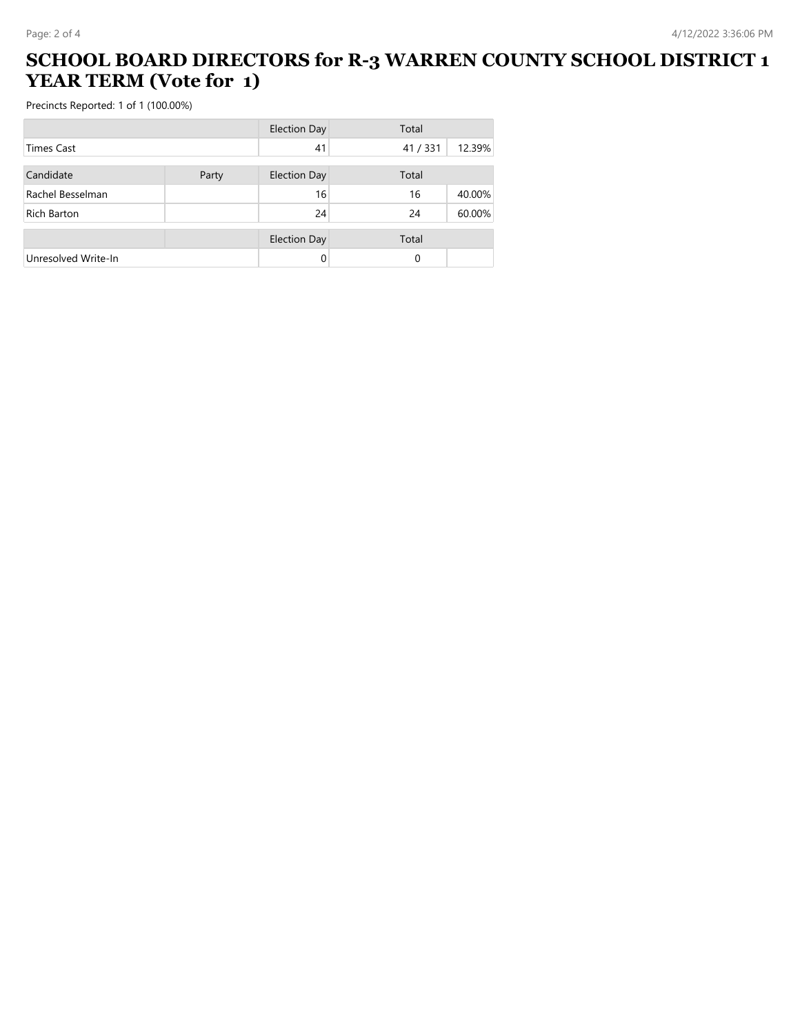# SCHOOL BOARD DIRECTORS for R-3 WARREN COUNTY SCHOOL DISTRICT 1 YEAR TERM (Vote for 1)

Precincts Reported: 1 of 1 (100.00%)

| | | Election Day | Total | |
|---|---|---|---|---|
| Times Cast | | 41 | 41 / 331 | 12.39% |

| Candidate | Party | Election Day | Total | |
|---|---|---|---|---|
| Rachel Besselman | | 16 | 16 | 40.00% |
| Rich Barton | | 24 | 24 | 60.00% |

| | | Election Day | Total | |
|---|---|---|---|---|
| Unresolved Write-In | | 0 | 0 | |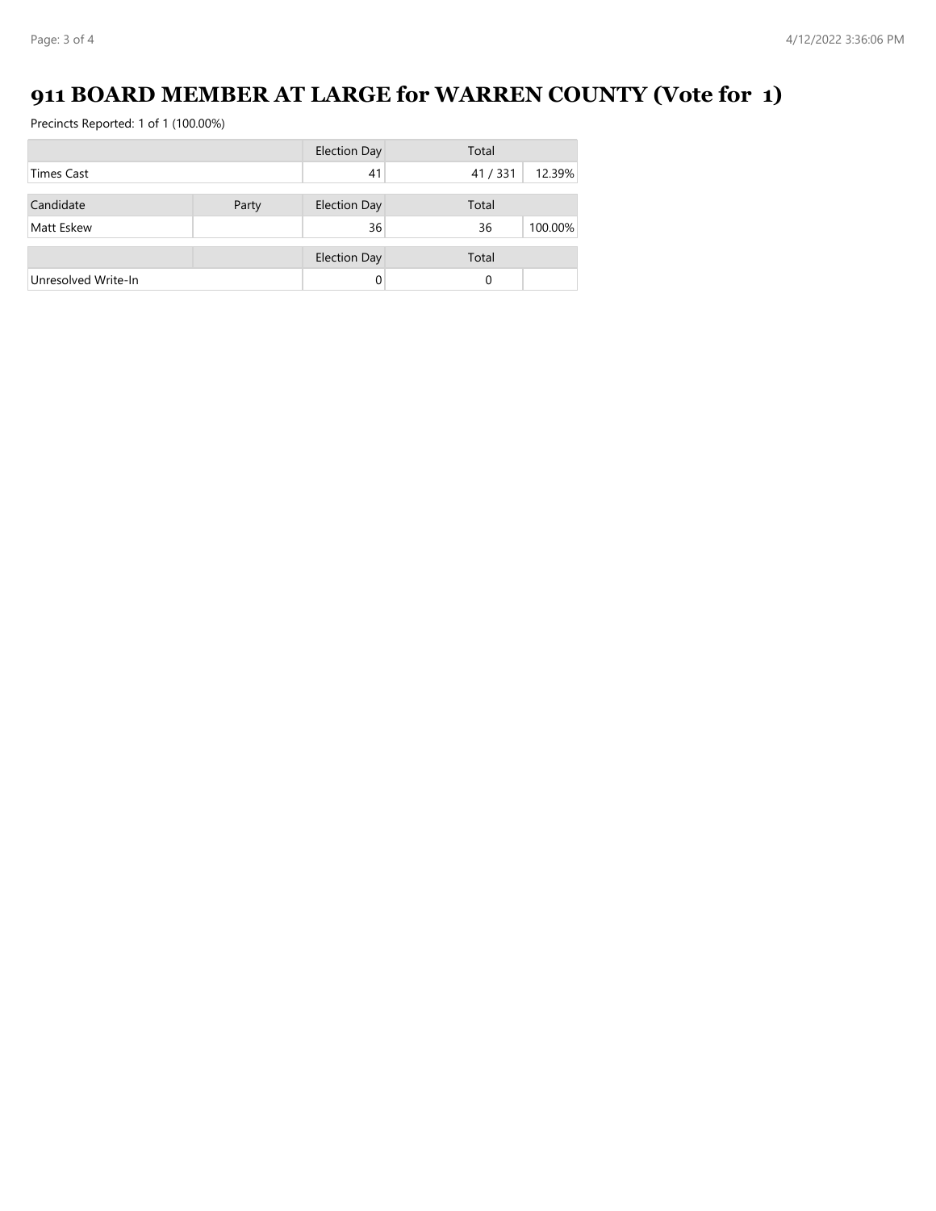# 911 BOARD MEMBER AT LARGE for WARREN COUNTY (Vote for 1)

Precincts Reported: 1 of 1 (100.00%)

| | | Election Day | Total | |
|---|---|---|---|---|
| Times Cast | | 41 | 41 / 331 | 12.39% |

| Candidate | Party | Election Day | Total | |
|---|---|---|---|---|
| Matt Eskew | | 36 | 36 | 100.00% |

| | | Election Day | Total | |
|---|---|---|---|---|
| Unresolved Write-In | | 0 | 0 | |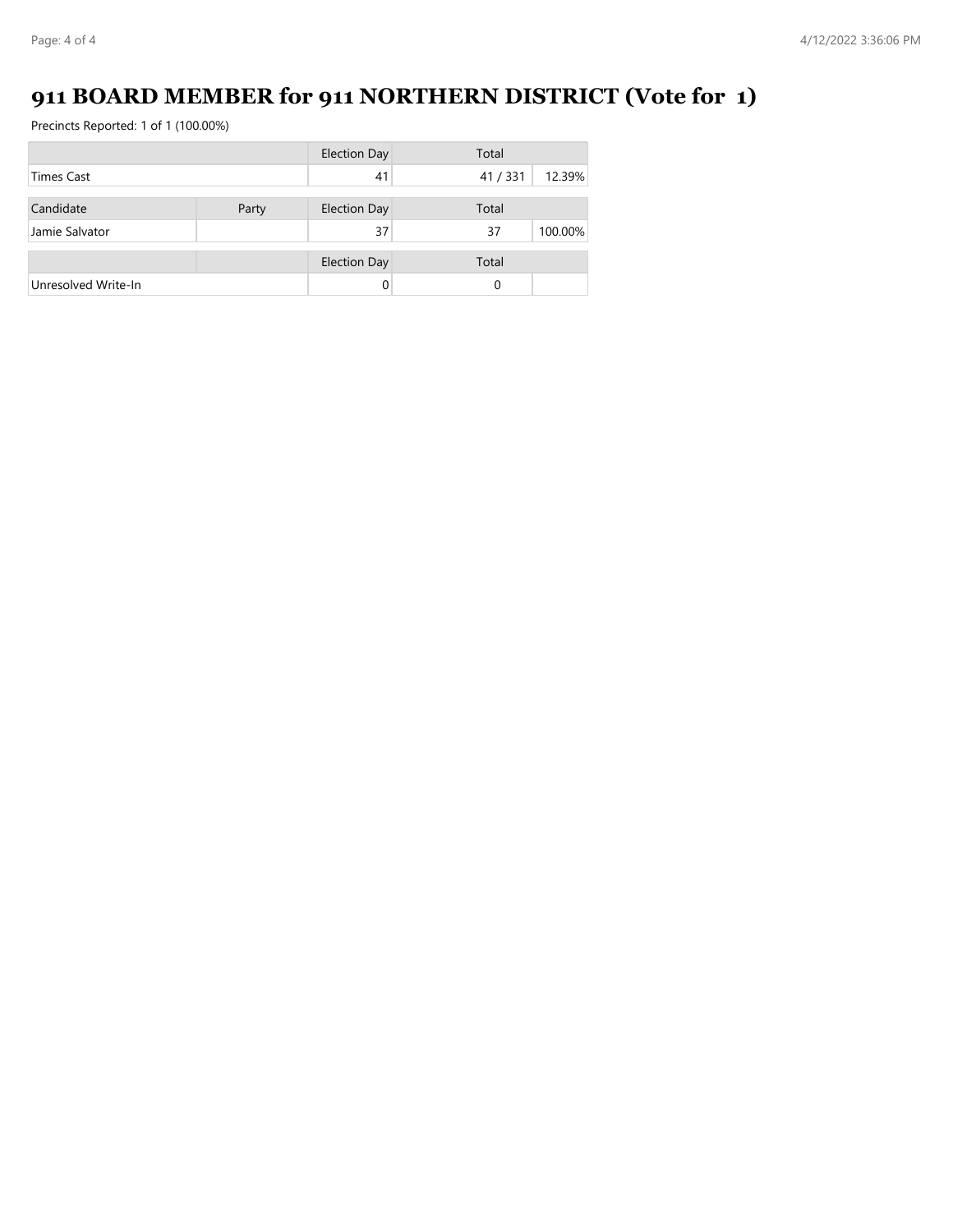# 911 BOARD MEMBER for 911 NORTHERN DISTRICT (Vote for 1)

Precincts Reported: 1 of 1 (100.00%)

| | | Election Day | Total | |
|---|---|---|---|---|
| Times Cast | | 41 | 41 / 331 | 12.39% |

| Candidate | Party | Election Day | Total | |
|---|---|---|---|---|
| Jamie Salvator | | 37 | 37 | 100.00% |

| | | Election Day | Total | |
|---|---|---|---|---|
| Unresolved Write-In | | 0 | 0 | |